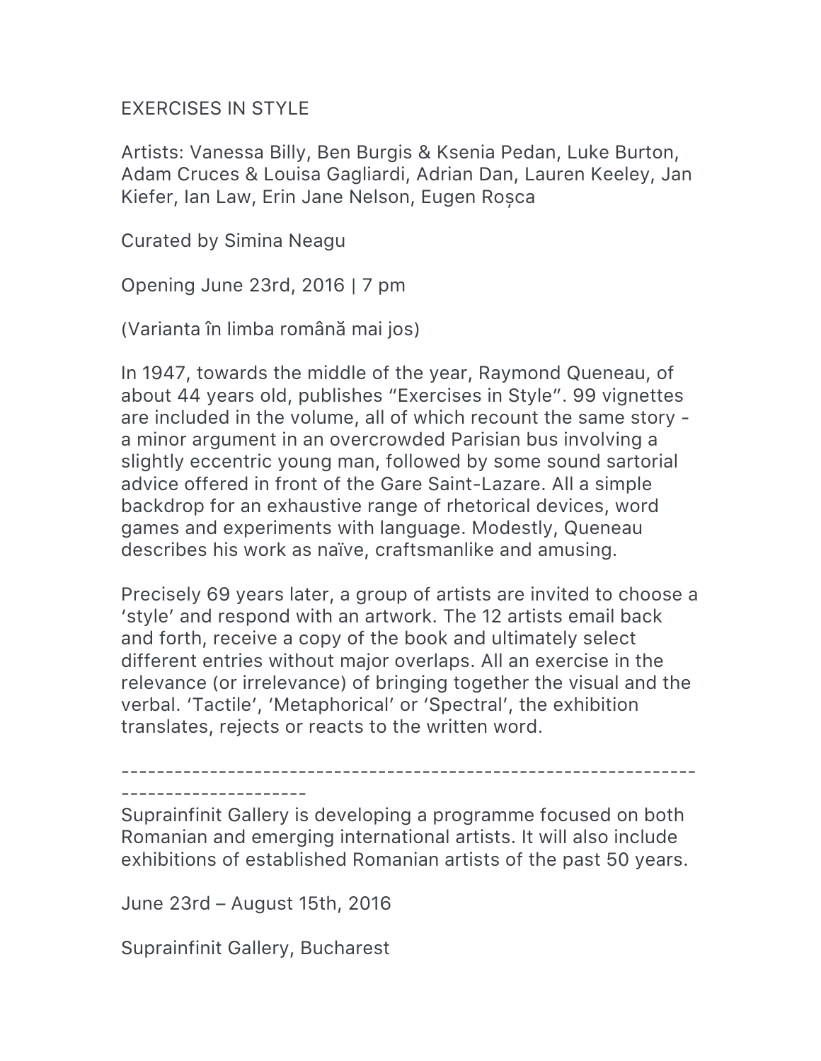# EXERCISES IN STYLE

Artists: Vanessa Billy, Ben Burgis & Ksenia Pedan, Luke Burton, Adam Cruces & Louisa Gagliardi, Adrian Dan, Lauren Keeley, Jan Kiefer, Ian Law, Erin Jane Nelson, Eugen Roșca

Curated by Simina Neagu

Opening June 23rd, 2016 | 7 pm

(Varianta în limba română mai jos)

In 1947, towards the middle of the year, Raymond Queneau, of about 44 years old, publishes "Exercises in Style". 99 vignettes are included in the volume, all of which recount the same story - a minor argument in an overcrowded Parisian bus involving a slightly eccentric young man, followed by some sound sartorial advice offered in front of the Gare Saint-Lazare. All a simple backdrop for an exhaustive range of rhetorical devices, word games and experiments with language. Modestly, Queneau describes his work as naïve, craftsmanlike and amusing.

Precisely 69 years later, a group of artists are invited to choose a 'style' and respond with an artwork. The 12 artists email back and forth, receive a copy of the book and ultimately select different entries without major overlaps. All an exercise in the relevance (or irrelevance) of bringing together the visual and the verbal. 'Tactile', 'Metaphorical' or 'Spectral', the exhibition translates, rejects or reacts to the written word.

---

Suprainfinit Gallery is developing a programme focused on both Romanian and emerging international artists. It will also include exhibitions of established Romanian artists of the past 50 years.

June 23rd – August 15th, 2016

Suprainfinit Gallery, Bucharest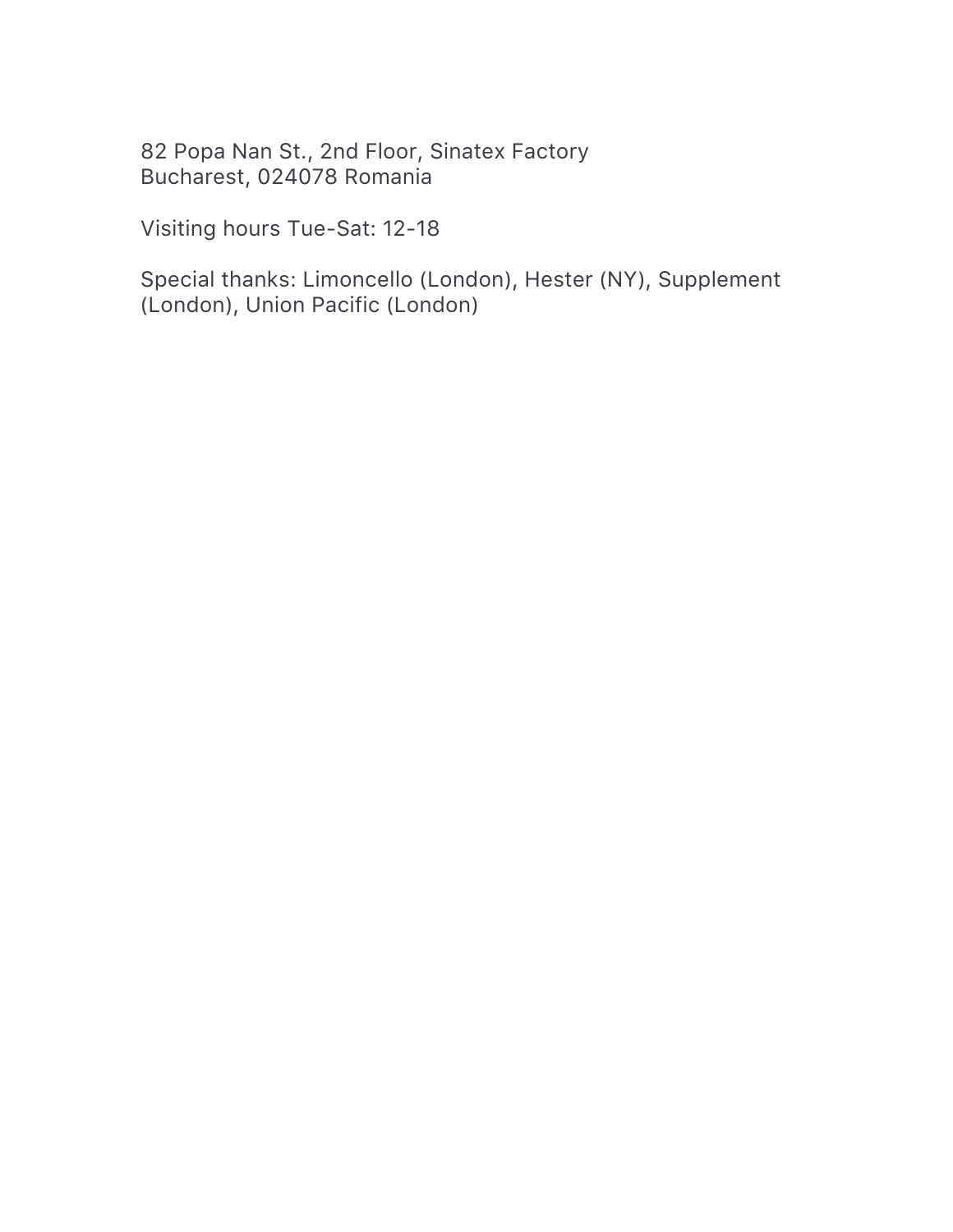82 Popa Nan St., 2nd Floor, Sinatex Factory
Bucharest, 024078 Romania

Visiting hours Tue-Sat: 12-18

Special thanks: Limoncello (London), Hester (NY), Supplement (London), Union Pacific (London)